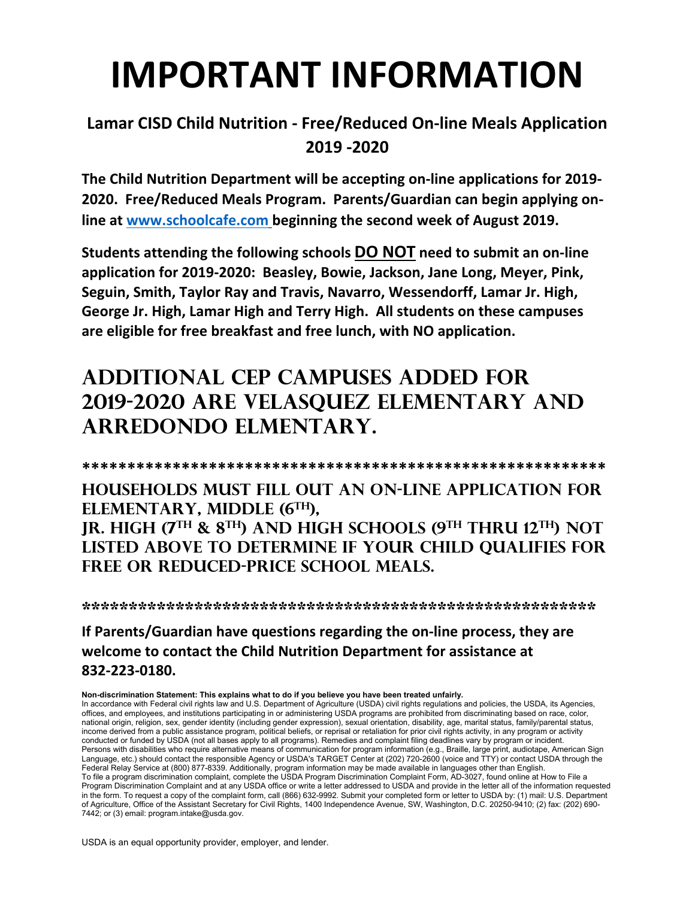# IMPORTANT INFORMATION

## Lamar CISD Child Nutrition - Free/Reduced On-line Meals Application 2019 -2020

**The Child Nutrition Department will be accepting on-line applications for 2019-2020. Free/Reduced Meals Program. Parents/Guardian can begin applying on-line at www.schoolcafe.com beginning the second week of August 2019.**

**Students attending the following schools DO NOT need to submit an on-line application for 2019-2020: Beasley, Bowie, Jackson, Jane Long, Meyer, Pink, Seguin, Smith, Taylor Ray and Travis, Navarro, Wessendorff, Lamar Jr. High, George Jr. High, Lamar High and Terry High. All students on these campuses are eligible for free breakfast and free lunch, with NO application.**

## ADDITIONAL CEP CAMPUSES ADDED FOR 2019-2020 ARE VELASQUEZ ELEMENTARY AND ARREDONDO ELMENTARY.

*********************************************************

**HOUSEHOLDS MUST FILL OUT AN ON-LINE APPLICATION FOR ELEMENTARY, MIDDLE (6TH), JR. HIGH (7TH & 8TH) AND HIGH SCHOOLS (9TH THRU 12TH) NOT LISTED ABOVE TO DETERMINE IF YOUR CHILD QUALIFIES FOR FREE OR REDUCED-PRICE SCHOOL MEALS.**

*******************************************************

**If Parents/Guardian have questions regarding the on-line process, they are welcome to contact the Child Nutrition Department for assistance at 832-223-0180.**

**Non-discrimination Statement: This explains what to do if you believe you have been treated unfairly.**
In accordance with Federal civil rights law and U.S. Department of Agriculture (USDA) civil rights regulations and policies, the USDA, its Agencies, offices, and employees, and institutions participating in or administering USDA programs are prohibited from discriminating based on race, color, national origin, religion, sex, gender identity (including gender expression), sexual orientation, disability, age, marital status, family/parental status, income derived from a public assistance program, political beliefs, or reprisal or retaliation for prior civil rights activity, in any program or activity conducted or funded by USDA (not all bases apply to all programs). Remedies and complaint filing deadlines vary by program or incident.
Persons with disabilities who require alternative means of communication for program information (e.g., Braille, large print, audiotape, American Sign Language, etc.) should contact the responsible Agency or USDA's TARGET Center at (202) 720-2600 (voice and TTY) or contact USDA through the Federal Relay Service at (800) 877-8339. Additionally, program information may be made available in languages other than English.
To file a program discrimination complaint, complete the USDA Program Discrimination Complaint Form, AD-3027, found online at How to File a Program Discrimination Complaint and at any USDA office or write a letter addressed to USDA and provide in the letter all of the information requested in the form. To request a copy of the complaint form, call (866) 632-9992. Submit your completed form or letter to USDA by: (1) mail: U.S. Department of Agriculture, Office of the Assistant Secretary for Civil Rights, 1400 Independence Avenue, SW, Washington, D.C. 20250-9410; (2) fax: (202) 690-7442; or (3) email: program.intake@usda.gov.

USDA is an equal opportunity provider, employer, and lender.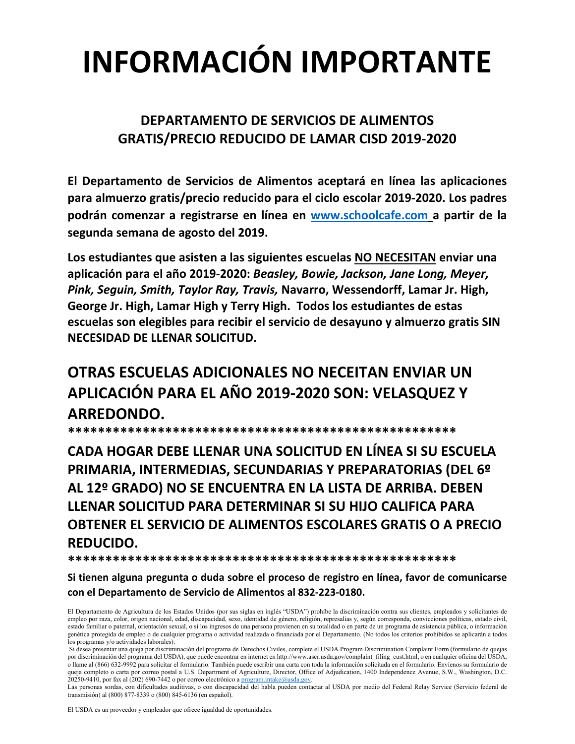# INFORMACIÓN IMPORTANTE

## DEPARTAMENTO DE SERVICIOS DE ALIMENTOS GRATIS/PRECIO REDUCIDO DE LAMAR CISD 2019-2020

**El Departamento de Servicios de Alimentos aceptará en línea las aplicaciones para almuerzo gratis/precio reducido para el ciclo escolar 2019-2020. Los padres podrán comenzar a registrarse en línea en [www.schoolcafe.com](http://www.schoolcafe.com) a partir de la segunda semana de agosto del 2019.**

**Los estudiantes que asisten a las siguientes escuelas NO NECESITAN enviar una aplicación para el año 2019-2020: *Beasley, Bowie, Jackson, Jane Long, Meyer, Pink, Seguin, Smith, Taylor Ray, Travis,* Navarro, Wessendorff, Lamar Jr. High, George Jr. High, Lamar High y Terry High. Todos los estudiantes de estas escuelas son elegibles para recibir el servicio de desayuno y almuerzo gratis SIN NECESIDAD DE LLENAR SOLICITUD.**

## OTRAS ESCUELAS ADICIONALES NO NECEITAN ENVIAR UN APLICACIÓN PARA EL AÑO 2019-2020 SON: VELASQUEZ Y ARREDONDO.

**\*\*\*\*\*\*\*\*\*\*\*\*\*\*\*\*\*\*\*\*\*\*\*\*\*\*\*\*\*\*\*\*\*\*\*\*\*\*\*\*\*\*\*\*\*\*\*\*\*\*\*\***

## CADA HOGAR DEBE LLENAR UNA SOLICITUD EN LÍNEA SI SU ESCUELA PRIMARIA, INTERMEDIAS, SECUNDARIAS Y PREPARATORIAS (DEL 6º AL 12º GRADO) NO SE ENCUENTRA EN LA LISTA DE ARRIBA. DEBEN LLENAR SOLICITUD PARA DETERMINAR SI SU HIJO CALIFICA PARA OBTENER EL SERVICIO DE ALIMENTOS ESCOLARES GRATIS O A PRECIO REDUCIDO.

**\*\*\*\*\*\*\*\*\*\*\*\*\*\*\*\*\*\*\*\*\*\*\*\*\*\*\*\*\*\*\*\*\*\*\*\*\*\*\*\*\*\*\*\*\*\*\*\*\*\*\*\***

**Si tienen alguna pregunta o duda sobre el proceso de registro en línea, favor de comunicarse con el Departamento de Servicio de Alimentos al 832-223-0180.**

El Departamento de Agricultura de los Estados Unidos (por sus siglas en inglés "USDA") prohíbe la discriminación contra sus clientes, empleados y solicitantes de empleo por raza, color, origen nacional, edad, discapacidad, sexo, identidad de género, religión, represalias y, según corresponda, convicciones políticas, estado civil, estado familiar o paternal, orientación sexual, o si los ingresos de una persona provienen en su totalidad o en parte de un programa de asistencia pública, o información genética protegida de empleo o de cualquier programa o actividad realizada o financiada por el Departamento. (No todos los criterios prohibidos se aplicarán a todos los programas y/o actividades laborales).

Si desea presentar una queja por discriminación del programa de Derechos Civiles, complete el USDA Program Discrimination Complaint Form (formulario de quejas por discriminación del programa del USDA), que puede encontrar en internet en http://www.ascr.usda.gov/complaint_filing_cust.html, o en cualquier oficina del USDA, o llame al (866) 632-9992 para solicitar el formulario. También puede escribir una carta con toda la información solicitada en el formulario. Envíenos su formulario de queja completo o carta por correo postal a U.S. Department of Agriculture, Director, Office of Adjudication, 1400 Independence Avenue, S.W., Washington, D.C. 20250-9410, por fax al (202) 690-7442 o por correo electrónico a [program.intake@usda.gov](mailto:program.intake@usda.gov).

Las personas sordas, con dificultades auditivas, o con discapacidad del habla pueden contactar al USDA por medio del Federal Relay Service (Servicio federal de transmisión) al (800) 877-8339 o (800) 845-6136 (en español).

El USDA es un proveedor y empleador que ofrece igualdad de oportunidades.